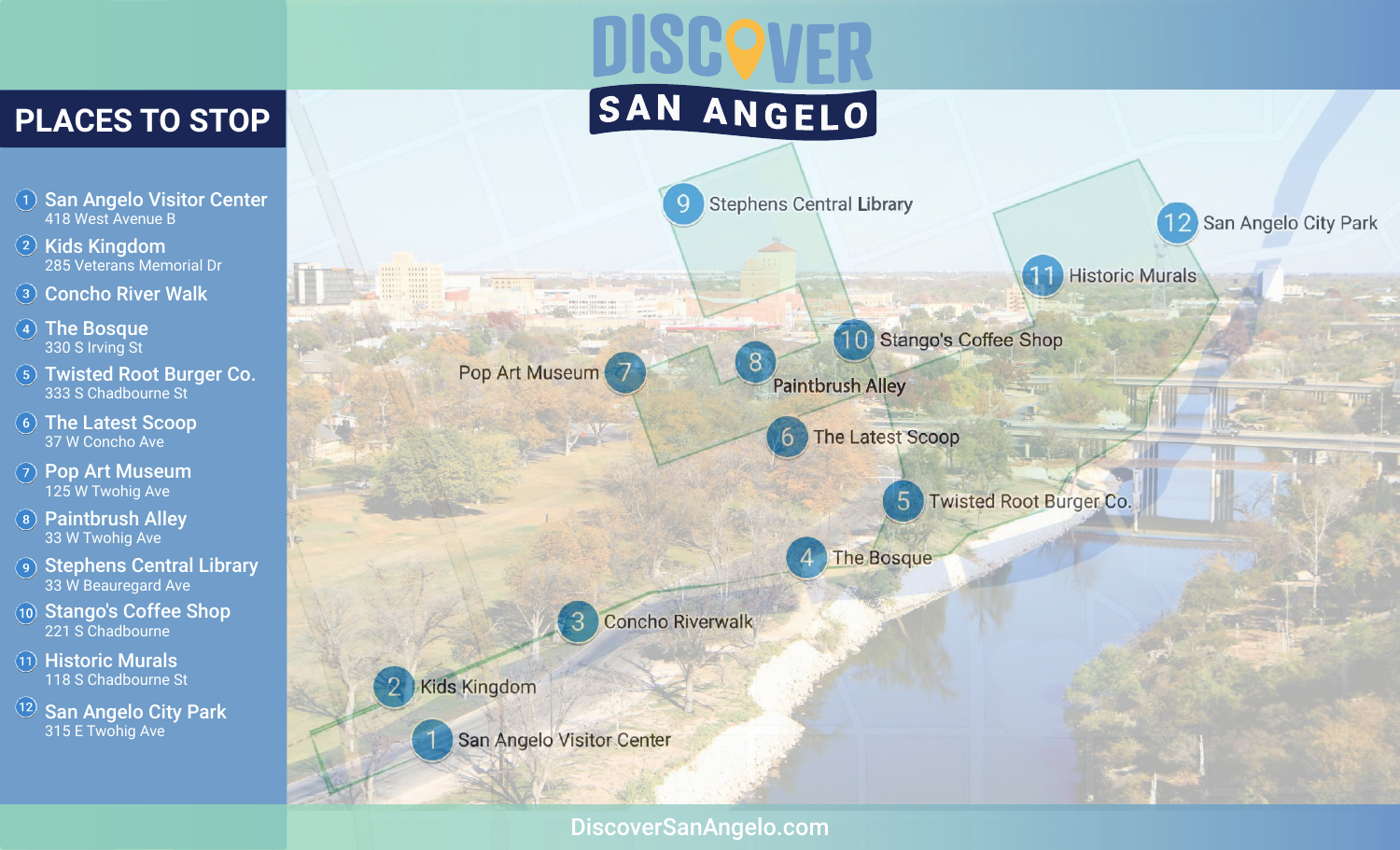# DISCOVER SAN ANGELO

## PLACES TO STOP

1. **San Angelo Visitor Center**
   418 West Avenue B
2. **Kids Kingdom**
   285 Veterans Memorial Dr
3. **Concho River Walk**
4. **The Bosque**
   330 S Irving St
5. **Twisted Root Burger Co.**
   333 S Chadbourne St
6. **The Latest Scoop**
   37 W Concho Ave
7. **Pop Art Museum**
   125 W Twohig Ave
8. **Paintbrush Alley**
   33 W Twohig Ave
9. **Stephens Central Library**
   33 W Beauregard Ave
10. **Stango's Coffee Shop**
    221 S Chadbourne
11. **Historic Murals**
    118 S Chadbourne St
12. **San Angelo City Park**
    315 E Twohig Ave

9 Stephens Central Library
12 San Angelo City Park
11 Historic Murals
10 Stango's Coffee Shop
Pop Art Museum 7
8 Paintbrush Alley
6 The Latest Scoop
5 Twisted Root Burger Co.
4 The Bosque
3 Concho Riverwalk
2 Kids Kingdom
1 San Angelo Visitor Center

DiscoverSanAngelo.com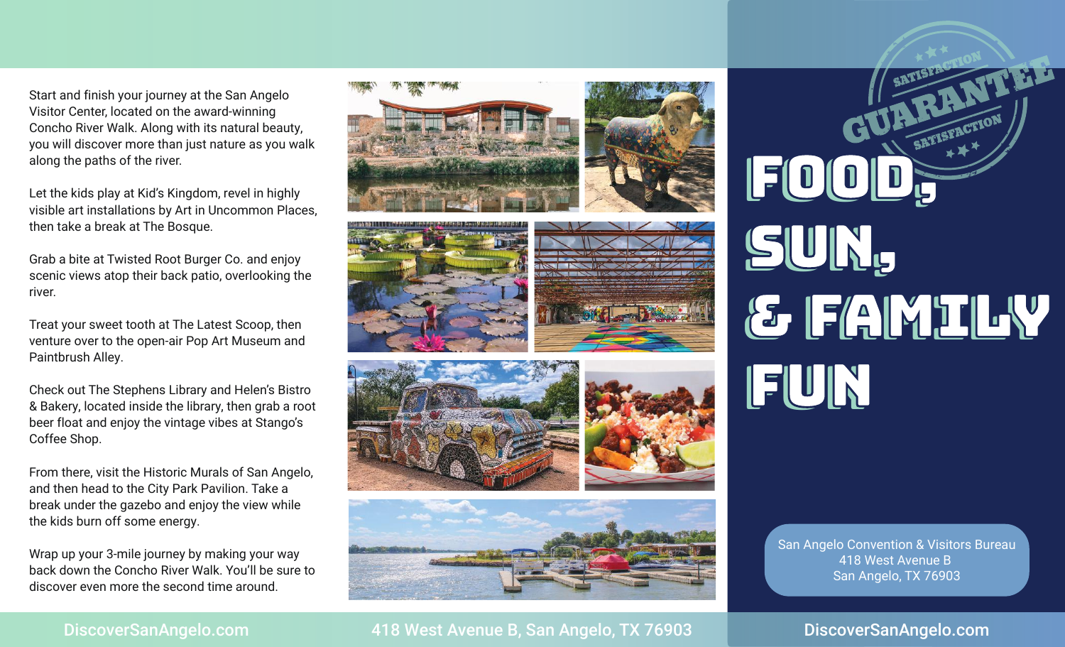Start and finish your journey at the San Angelo Visitor Center, located on the award-winning Concho River Walk. Along with its natural beauty, you will discover more than just nature as you walk along the paths of the river.

Let the kids play at Kid's Kingdom, revel in highly visible art installations by Art in Uncommon Places, then take a break at The Bosque.

Grab a bite at Twisted Root Burger Co. and enjoy scenic views atop their back patio, overlooking the river.

Treat your sweet tooth at The Latest Scoop, then venture over to the open-air Pop Art Museum and Paintbrush Alley.

Check out The Stephens Library and Helen's Bistro & Bakery, located inside the library, then grab a root beer float and enjoy the vintage vibes at Stango's Coffee Shop.

From there, visit the Historic Murals of San Angelo, and then head to the City Park Pavilion. Take a break under the gazebo and enjoy the view while the kids burn off some energy.

Wrap up your 3-mile journey by making your way back down the Concho River Walk. You'll be sure to discover even more the second time around.

SATISFACTION GUARANTEE SATISFACTION

# FOOD, SUN, & FAMILY FUN

San Angelo Convention & Visitors Bureau
418 West Avenue B
San Angelo, TX 76903

DiscoverSanAngelo.com

418 West Avenue B, San Angelo, TX 76903

DiscoverSanAngelo.com